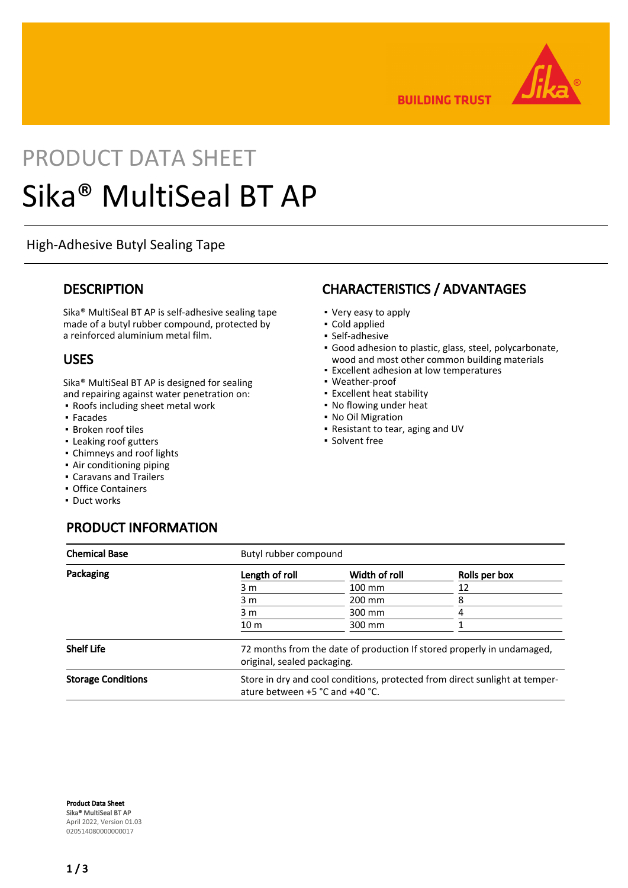PRODUCT DATA SHEET

# Sika® MultiSeal BT AP

High-Adhesive Butyl Sealing Tape

## DESCRIPTION

Sika® MultiSeal BT AP is self-adhesive sealing tape made of a butyl rubber compound, protected by a reinforced aluminium metal film.

## USES

Sika® MultiSeal BT AP is designed for sealing and repairing against water penetration on:

- Roofs including sheet metal work
- Facades
- Broken roof tiles
- Leaking roof gutters
- Chimneys and roof lights
- Air conditioning piping
- Caravans and Trailers
- Office Containers
- Duct works

## CHARACTERISTICS / ADVANTAGES

- Very easy to apply
- Cold applied
- Self-adhesive
- Good adhesion to plastic, glass, steel, polycarbonate, wood and most other common building materials
- Excellent adhesion at low temperatures
- Weather-proof
- Excellent heat stability
- No flowing under heat
- No Oil Migration
- Resistant to tear, aging and UV
- Solvent free

## PRODUCT INFORMATION

| | | | |
|---|---|---|---|
| **Chemical Base** | Butyl rubber compound | | |
| **Packaging** | **Length of roll** | **Width of roll** | **Rolls per box** |
| | 3 m | 100 mm | 12 |
| | 3 m | 200 mm | 8 |
| | 3 m | 300 mm | 4 |
| | 10 m | 300 mm | 1 |
| **Shelf Life** | 72 months from the date of production If stored properly in undamaged, original, sealed packaging. | | |
| **Storage Conditions** | Store in dry and cool conditions, protected from direct sunlight at temperature between +5 °C and +40 °C. | | |

**Product Data Sheet**
**Sika® MultiSeal BT AP**
April 2022, Version 01.03
020514080000000017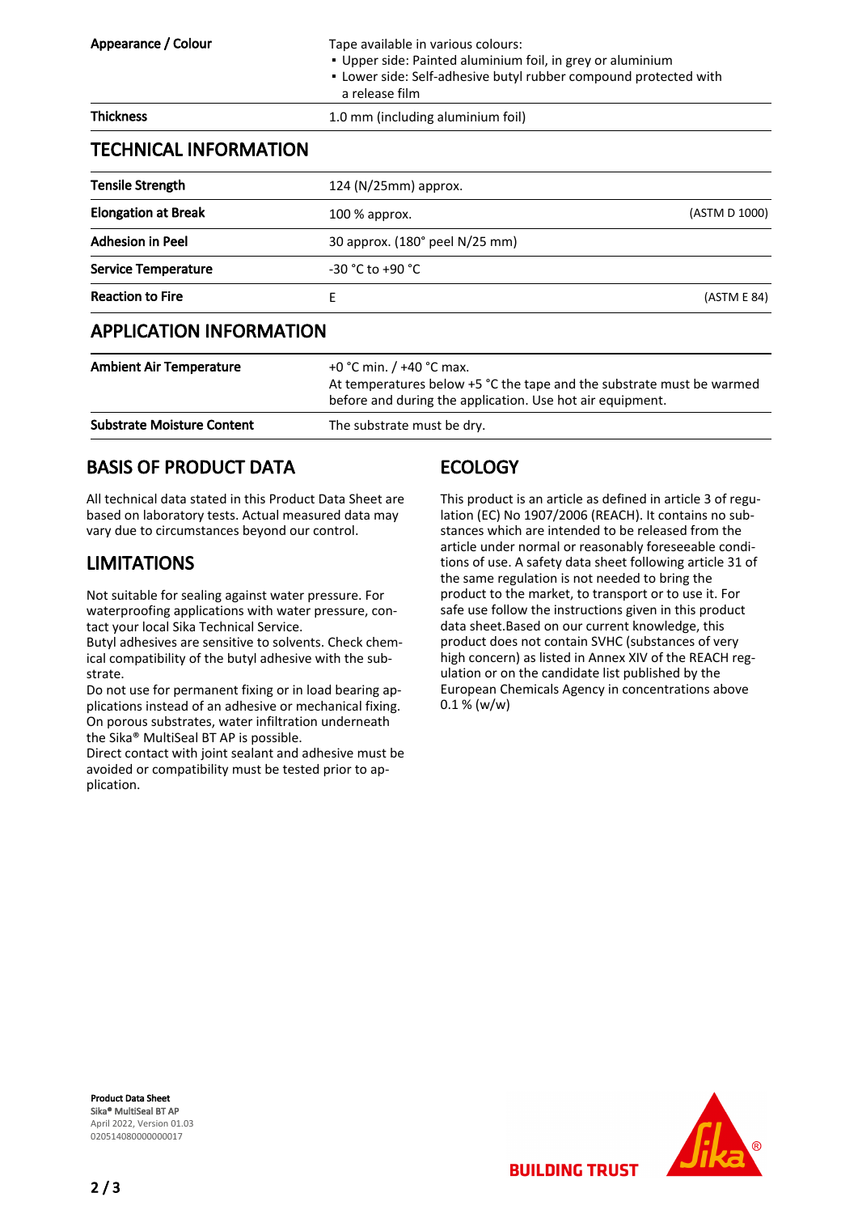| | | |
|---|---|---|
| **Appearance / Colour** | Tape available in various colours:<br>▪ Upper side: Painted aluminium foil, in grey or aluminium<br>▪ Lower side: Self-adhesive butyl rubber compound protected with a release film | |
| **Thickness** | 1.0 mm (including aluminium foil) | |

## TECHNICAL INFORMATION

| | | |
|---|---|---|
| **Tensile Strength** | 124 (N/25mm) approx. | |
| **Elongation at Break** | 100 % approx. | (ASTM D 1000) |
| **Adhesion in Peel** | 30 approx. (180° peel N/25 mm) | |
| **Service Temperature** | -30 °C to +90 °C | |
| **Reaction to Fire** | E | (ASTM E 84) |

## APPLICATION INFORMATION

| | |
|---|---|
| **Ambient Air Temperature** | +0 °C min. / +40 °C max.<br>At temperatures below +5 °C the tape and the substrate must be warmed before and during the application. Use hot air equipment. |
| **Substrate Moisture Content** | The substrate must be dry. |

## BASIS OF PRODUCT DATA

All technical data stated in this Product Data Sheet are based on laboratory tests. Actual measured data may vary due to circumstances beyond our control.

## LIMITATIONS

Not suitable for sealing against water pressure. For waterproofing applications with water pressure, contact your local Sika Technical Service.
Butyl adhesives are sensitive to solvents. Check chemical compatibility of the butyl adhesive with the substrate.
Do not use for permanent fixing or in load bearing applications instead of an adhesive or mechanical fixing.
On porous substrates, water infiltration underneath the Sika® MultiSeal BT AP is possible.
Direct contact with joint sealant and adhesive must be avoided or compatibility must be tested prior to application.

## ECOLOGY

This product is an article as defined in article 3 of regulation (EC) No 1907/2006 (REACH). It contains no substances which are intended to be released from the article under normal or reasonably foreseeable conditions of use. A safety data sheet following article 31 of the same regulation is not needed to bring the product to the market, to transport or to use it. For safe use follow the instructions given in this product data sheet.Based on our current knowledge, this product does not contain SVHC (substances of very high concern) as listed in Annex XIV of the REACH regulation or on the candidate list published by the European Chemicals Agency in concentrations above 0.1 % (w/w)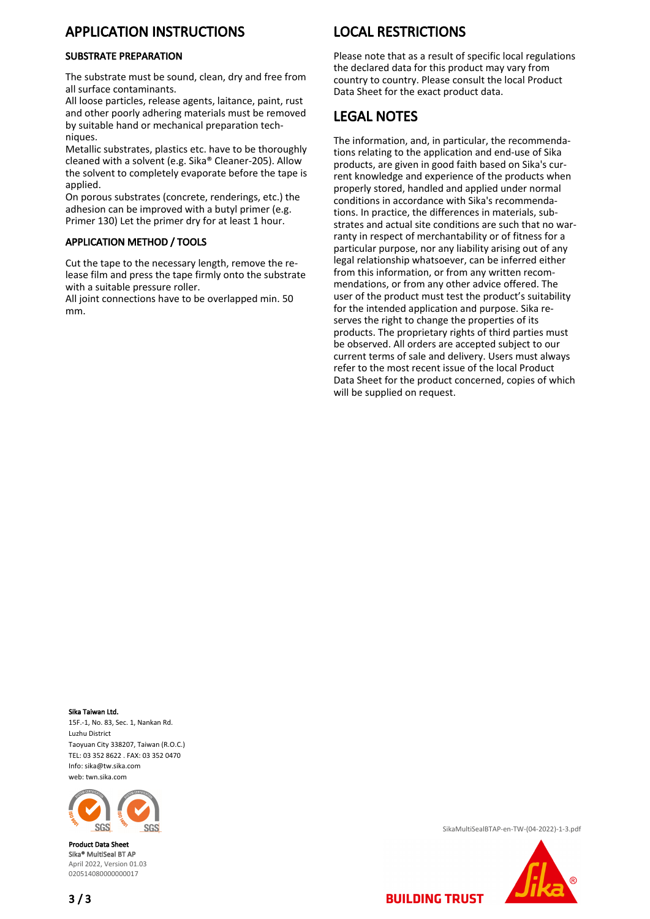## APPLICATION INSTRUCTIONS

### SUBSTRATE PREPARATION

The substrate must be sound, clean, dry and free from all surface contaminants.
All loose particles, release agents, laitance, paint, rust and other poorly adhering materials must be removed by suitable hand or mechanical preparation techniques.
Metallic substrates, plastics etc. have to be thoroughly cleaned with a solvent (e.g. Sika® Cleaner-205). Allow the solvent to completely evaporate before the tape is applied.
On porous substrates (concrete, renderings, etc.) the adhesion can be improved with a butyl primer (e.g. Primer 130) Let the primer dry for at least 1 hour.

### APPLICATION METHOD / TOOLS

Cut the tape to the necessary length, remove the release film and press the tape firmly onto the substrate with a suitable pressure roller.
All joint connections have to be overlapped min. 50 mm.

## LOCAL RESTRICTIONS

Please note that as a result of specific local regulations the declared data for this product may vary from country to country. Please consult the local Product Data Sheet for the exact product data.

## LEGAL NOTES

The information, and, in particular, the recommendations relating to the application and end-use of Sika products, are given in good faith based on Sika's current knowledge and experience of the products when properly stored, handled and applied under normal conditions in accordance with Sika's recommendations. In practice, the differences in materials, substrates and actual site conditions are such that no warranty in respect of merchantability or of fitness for a particular purpose, nor any liability arising out of any legal relationship whatsoever, can be inferred either from this information, or from any written recommendations, or from any other advice offered. The user of the product must test the product's suitability for the intended application and purpose. Sika reserves the right to change the properties of its products. The proprietary rights of third parties must be observed. All orders are accepted subject to our current terms of sale and delivery. Users must always refer to the most recent issue of the local Product Data Sheet for the product concerned, copies of which will be supplied on request.

**Sika Taiwan Ltd.**
15F.-1, No. 83, Sec. 1, Nankan Rd.
Luzhu District
Taoyuan City 338207, Taiwan (R.O.C.)
TEL: 03 352 8622 . FAX: 03 352 0470
Info: sika@tw.sika.com
web: twn.sika.com

**Product Data Sheet**
**Sika® MultiSeal BT AP**
April 2022, Version 01.03
020514080000000017

SikaMultiSealBTAP-en-TW-(04-2022)-1-3.pdf

BUILDING TRUST